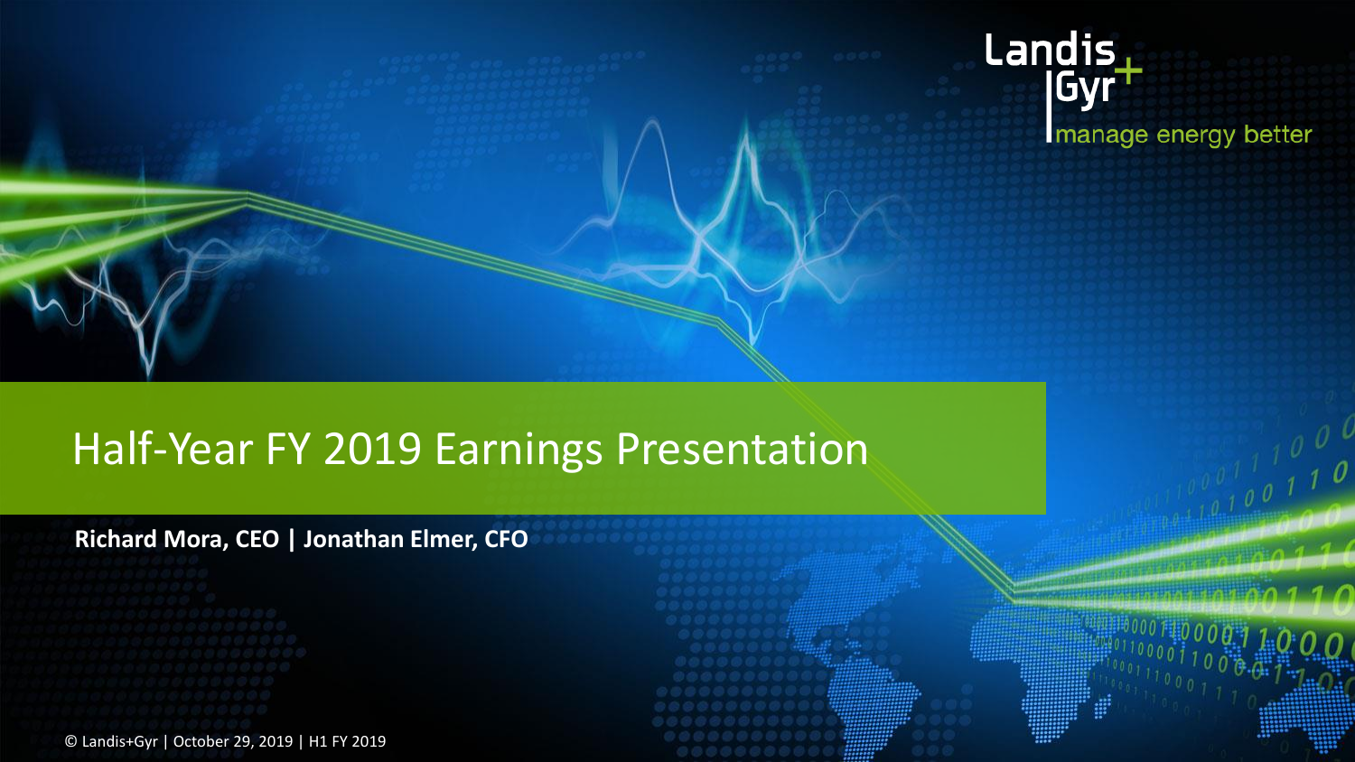Landis+Gyr

manage energy better

# Half-Year FY 2019 Earnings Presentation

**Richard Mora, CEO | Jonathan Elmer, CFO**

© Landis+Gyr | October 29, 2019 | H1 FY 2019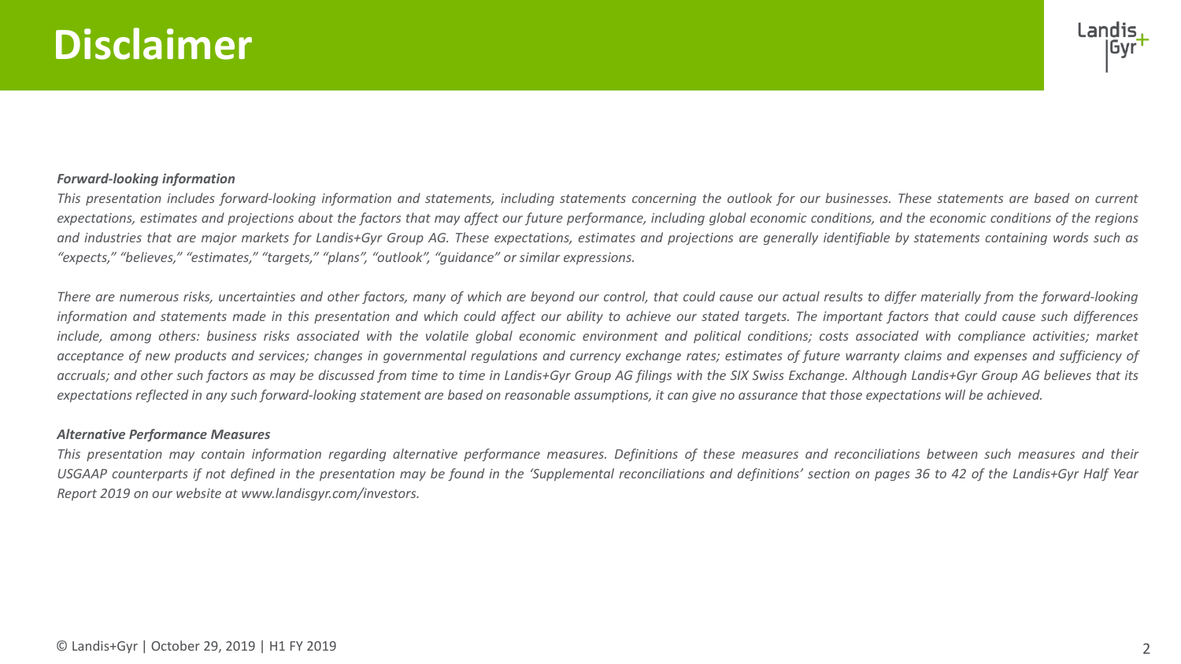# Disclaimer

***Forward-looking information***

*This presentation includes forward-looking information and statements, including statements concerning the outlook for our businesses. These statements are based on current expectations, estimates and projections about the factors that may affect our future performance, including global economic conditions, and the economic conditions of the regions and industries that are major markets for Landis+Gyr Group AG. These expectations, estimates and projections are generally identifiable by statements containing words such as "expects," "believes," "estimates," "targets," "plans", "outlook", "guidance" or similar expressions.*

*There are numerous risks, uncertainties and other factors, many of which are beyond our control, that could cause our actual results to differ materially from the forward-looking information and statements made in this presentation and which could affect our ability to achieve our stated targets. The important factors that could cause such differences include, among others: business risks associated with the volatile global economic environment and political conditions; costs associated with compliance activities; market acceptance of new products and services; changes in governmental regulations and currency exchange rates; estimates of future warranty claims and expenses and sufficiency of accruals; and other such factors as may be discussed from time to time in Landis+Gyr Group AG filings with the SIX Swiss Exchange. Although Landis+Gyr Group AG believes that its expectations reflected in any such forward-looking statement are based on reasonable assumptions, it can give no assurance that those expectations will be achieved.*

***Alternative Performance Measures***

*This presentation may contain information regarding alternative performance measures. Definitions of these measures and reconciliations between such measures and their USGAAP counterparts if not defined in the presentation may be found in the 'Supplemental reconciliations and definitions' section on pages 36 to 42 of the Landis+Gyr Half Year Report 2019 on our website at www.landisgyr.com/investors.*

© Landis+Gyr | October 29, 2019 | H1 FY 2019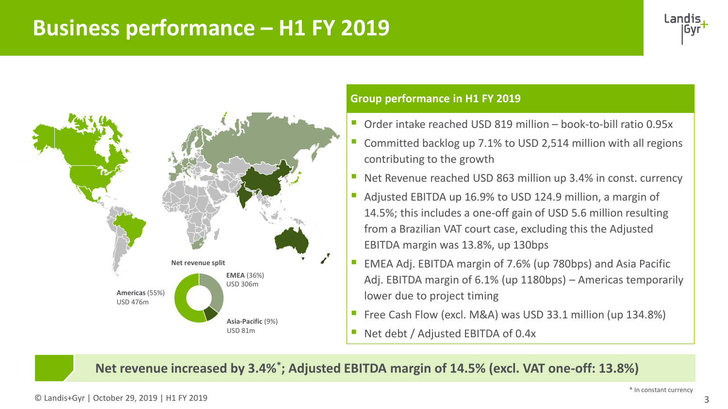# Business performance – H1 FY 2019

**Net revenue split**

- **Americas** (55%) USD 476m
- **EMEA** (36%) USD 306m
- **Asia-Pacific** (9%) USD 81m

## Group performance in H1 FY 2019

- Order intake reached USD 819 million – book-to-bill ratio 0.95x
- Committed backlog up 7.1% to USD 2,514 million with all regions contributing to the growth
- Net Revenue reached USD 863 million up 3.4% in const. currency
- Adjusted EBITDA up 16.9% to USD 124.9 million, a margin of 14.5%; this includes a one-off gain of USD 5.6 million resulting from a Brazilian VAT court case, excluding this the Adjusted EBITDA margin was 13.8%, up 130bps
- EMEA Adj. EBITDA margin of 7.6% (up 780bps) and Asia Pacific Adj. EBITDA margin of 6.1% (up 1180bps) – Americas temporarily lower due to project timing
- Free Cash Flow (excl. M&A) was USD 33.1 million (up 134.8%)
- Net debt / Adjusted EBITDA of 0.4x

**Net revenue increased by 3.4%*; Adjusted EBITDA margin of 14.5% (excl. VAT one-off: 13.8%)**

* In constant currency

© Landis+Gyr | October 29, 2019 | H1 FY 2019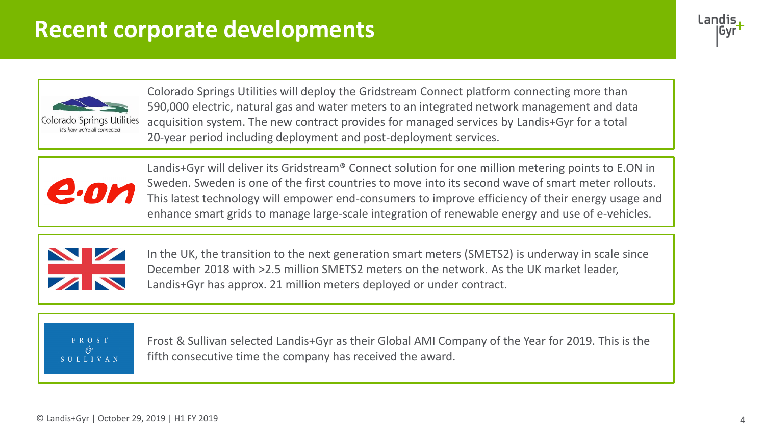# Recent corporate developments

Colorado Springs Utilities
*It's how we're all connected*

Colorado Springs Utilities will deploy the Gridstream Connect platform connecting more than 590,000 electric, natural gas and water meters to an integrated network management and data acquisition system. The new contract provides for managed services by Landis+Gyr for a total 20-year period including deployment and post-deployment services.

e.on

Landis+Gyr will deliver its Gridstream® Connect solution for one million metering points to E.ON in Sweden. Sweden is one of the first countries to move into its second wave of smart meter rollouts. This latest technology will empower end-consumers to improve efficiency of their energy usage and enhance smart grids to manage large-scale integration of renewable energy and use of e-vehicles.

In the UK, the transition to the next generation smart meters (SMETS2) is underway in scale since December 2018 with >2.5 million SMETS2 meters on the network. As the UK market leader, Landis+Gyr has approx. 21 million meters deployed or under contract.

FROST & SULLIVAN

Frost & Sullivan selected Landis+Gyr as their Global AMI Company of the Year for 2019. This is the fifth consecutive time the company has received the award.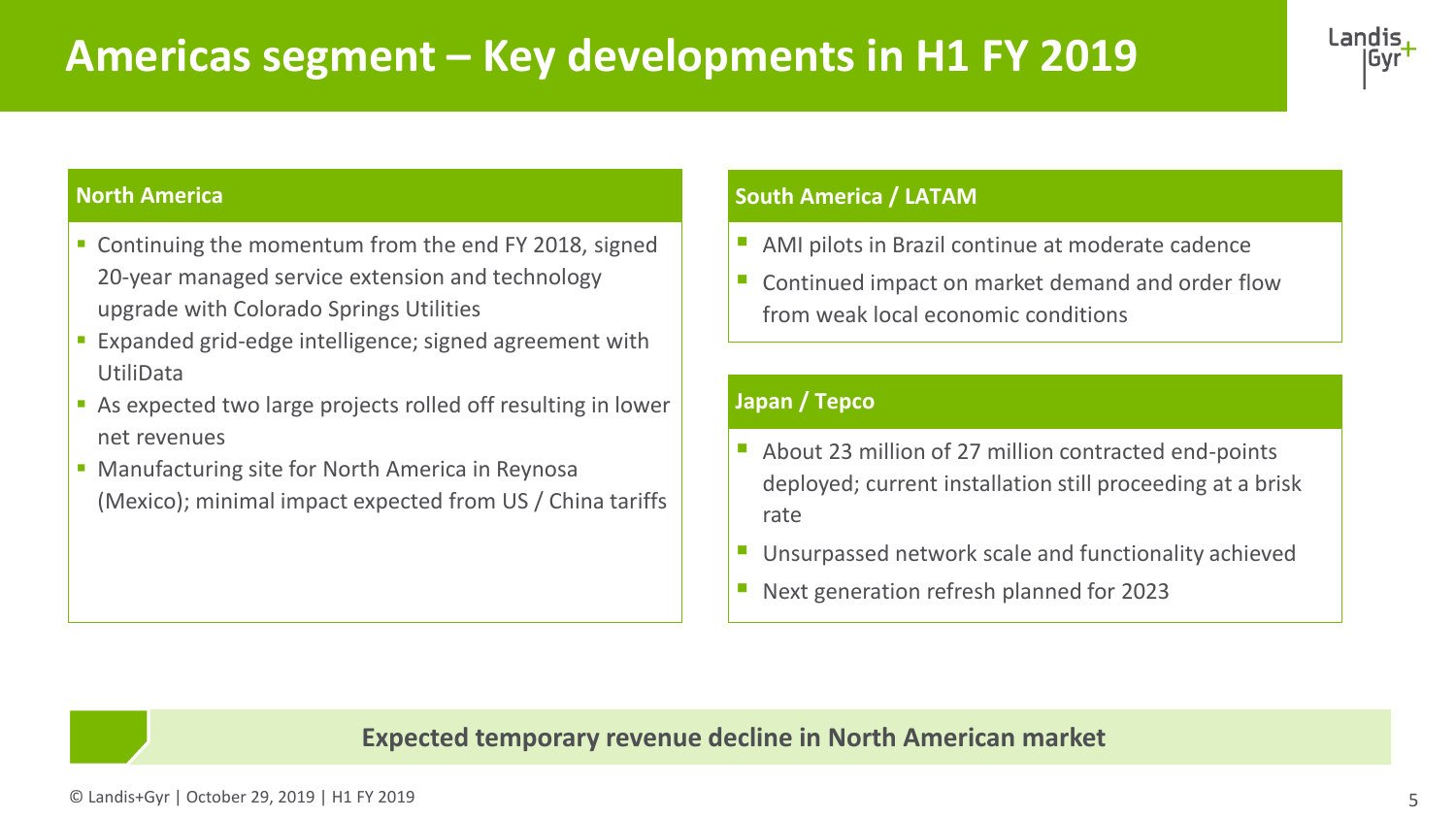# Americas segment – Key developments in H1 FY 2019

## North America

- Continuing the momentum from the end FY 2018, signed 20-year managed service extension and technology upgrade with Colorado Springs Utilities
- Expanded grid-edge intelligence; signed agreement with UtiliData
- As expected two large projects rolled off resulting in lower net revenues
- Manufacturing site for North America in Reynosa (Mexico); minimal impact expected from US / China tariffs

## South America / LATAM

- AMI pilots in Brazil continue at moderate cadence
- Continued impact on market demand and order flow from weak local economic conditions

## Japan / Tepco

- About 23 million of 27 million contracted end-points deployed; current installation still proceeding at a brisk rate
- Unsurpassed network scale and functionality achieved
- Next generation refresh planned for 2023

**Expected temporary revenue decline in North American market**

© Landis+Gyr | October 29, 2019 | H1 FY 2019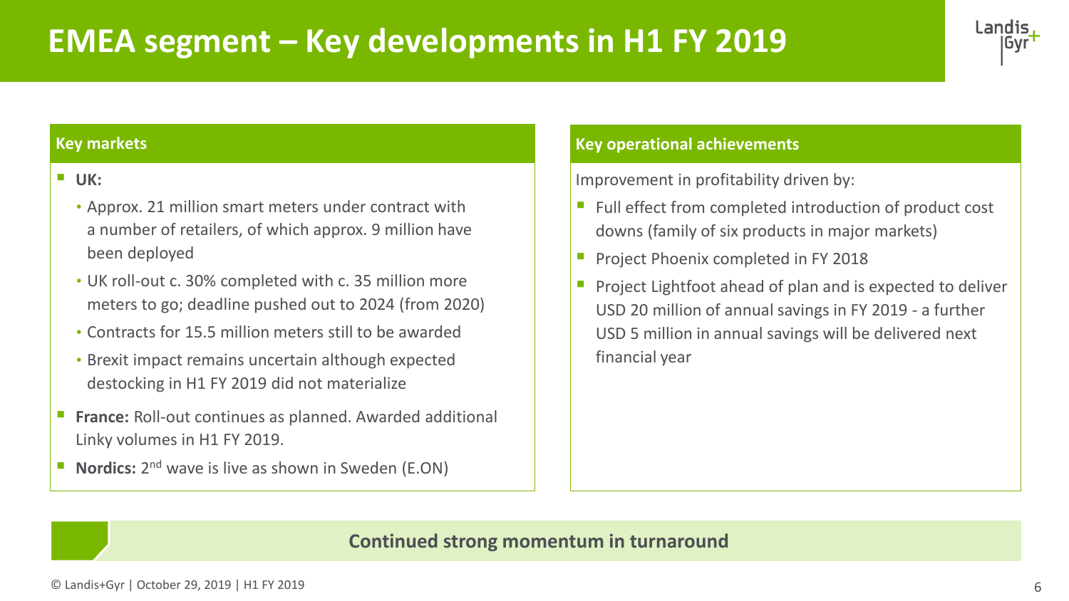# EMEA segment – Key developments in H1 FY 2019

## Key markets

- **UK:**
  - Approx. 21 million smart meters under contract with a number of retailers, of which approx. 9 million have been deployed
  - UK roll-out c. 30% completed with c. 35 million more meters to go; deadline pushed out to 2024 (from 2020)
  - Contracts for 15.5 million meters still to be awarded
  - Brexit impact remains uncertain although expected destocking in H1 FY 2019 did not materialize
- **France:** Roll-out continues as planned. Awarded additional Linky volumes in H1 FY 2019.
- **Nordics:** 2nd wave is live as shown in Sweden (E.ON)

## Key operational achievements

Improvement in profitability driven by:

- Full effect from completed introduction of product cost downs (family of six products in major markets)
- Project Phoenix completed in FY 2018
- Project Lightfoot ahead of plan and is expected to deliver USD 20 million of annual savings in FY 2019 - a further USD 5 million in annual savings will be delivered next financial year

**Continued strong momentum in turnaround**

© Landis+Gyr | October 29, 2019 | H1 FY 2019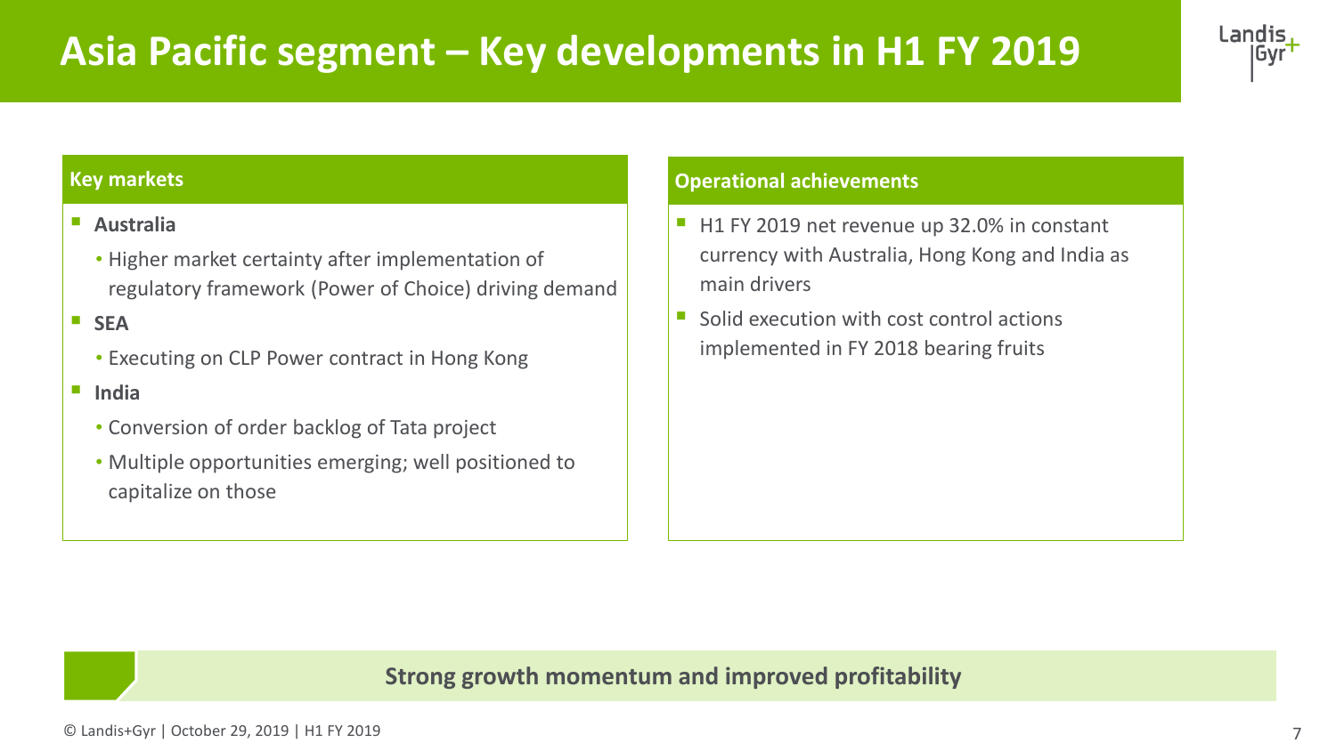# Asia Pacific segment – Key developments in H1 FY 2019

## Key markets

- **Australia**
  - Higher market certainty after implementation of regulatory framework (Power of Choice) driving demand
- **SEA**
  - Executing on CLP Power contract in Hong Kong
- **India**
  - Conversion of order backlog of Tata project
  - Multiple opportunities emerging; well positioned to capitalize on those

## Operational achievements

- H1 FY 2019 net revenue up 32.0% in constant currency with Australia, Hong Kong and India as main drivers
- Solid execution with cost control actions implemented in FY 2018 bearing fruits

**Strong growth momentum and improved profitability**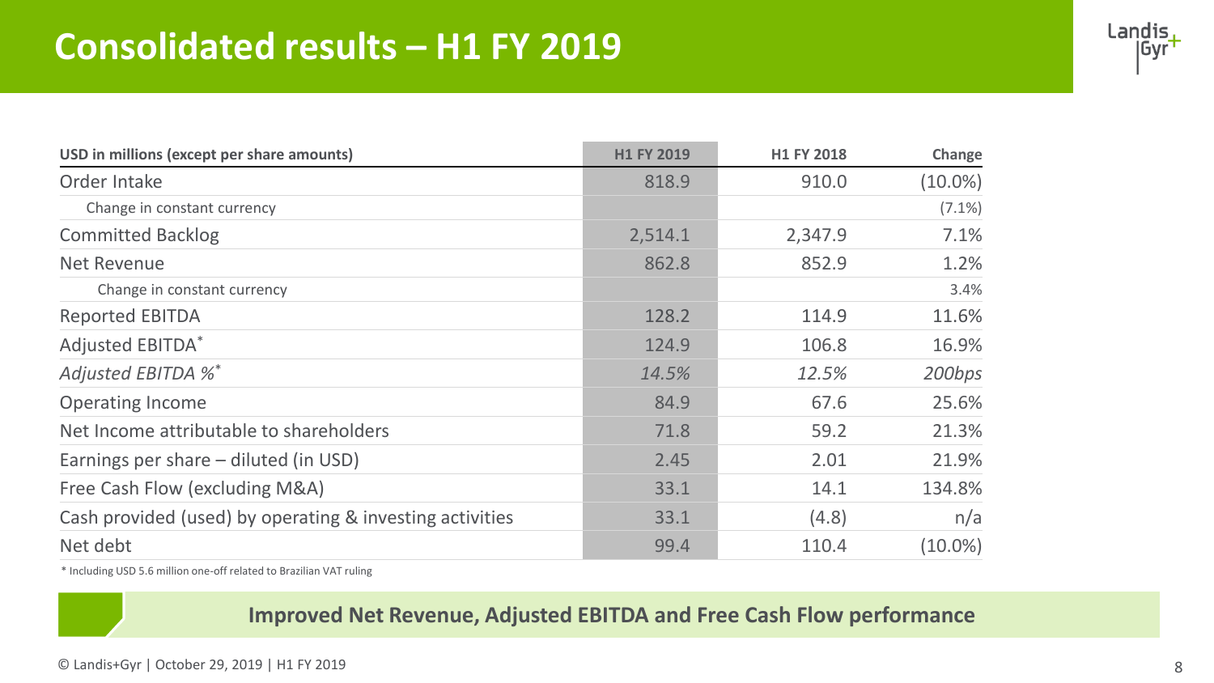# Consolidated results – H1 FY 2019

| USD in millions (except per share amounts) | H1 FY 2019 | H1 FY 2018 | Change |
|---|---|---|---|
| Order Intake | 818.9 | 910.0 | (10.0%) |
| Change in constant currency | | | (7.1%) |
| Committed Backlog | 2,514.1 | 2,347.9 | 7.1% |
| Net Revenue | 862.8 | 852.9 | 1.2% |
| Change in constant currency | | | 3.4% |
| Reported EBITDA | 128.2 | 114.9 | 11.6% |
| Adjusted EBITDA* | 124.9 | 106.8 | 16.9% |
| *Adjusted EBITDA %** | *14.5%* | *12.5%* | *200bps* |
| Operating Income | 84.9 | 67.6 | 25.6% |
| Net Income attributable to shareholders | 71.8 | 59.2 | 21.3% |
| Earnings per share – diluted (in USD) | 2.45 | 2.01 | 21.9% |
| Free Cash Flow (excluding M&A) | 33.1 | 14.1 | 134.8% |
| Cash provided (used) by operating & investing activities | 33.1 | (4.8) | n/a |
| Net debt | 99.4 | 110.4 | (10.0%) |

\* Including USD 5.6 million one-off related to Brazilian VAT ruling

**Improved Net Revenue, Adjusted EBITDA and Free Cash Flow performance**

© Landis+Gyr | October 29, 2019 | H1 FY 2019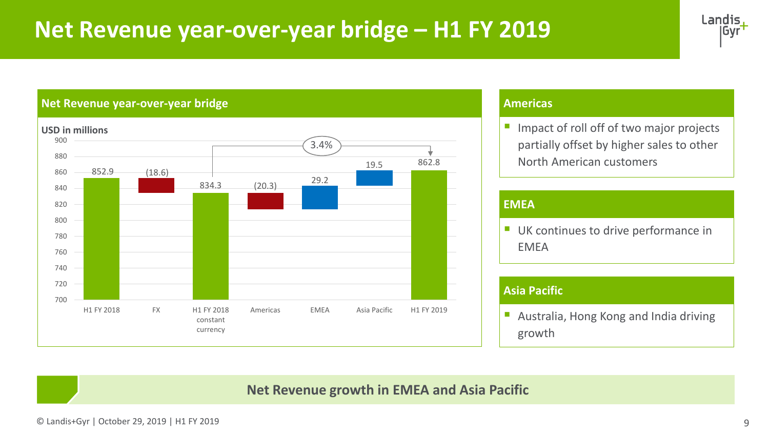# Net Revenue year-over-year bridge – H1 FY 2019

## Net Revenue year-over-year bridge

USD in millions

| | H1 FY 2018 | FX | H1 FY 2018 constant currency | Americas | EMEA | Asia Pacific | H1 FY 2019 |
|---|---|---|---|---|---|---|---|
| Value | 852.9 | (18.6) | 834.3 | (20.3) | 29.2 | 19.5 | 862.8 |

Growth from H1 FY 2018 constant currency to H1 FY 2019: 3.4%

## Americas

- Impact of roll off of two major projects partially offset by higher sales to other North American customers

## EMEA

- UK continues to drive performance in EMEA

## Asia Pacific

- Australia, Hong Kong and India driving growth

**Net Revenue growth in EMEA and Asia Pacific**

© Landis+Gyr | October 29, 2019 | H1 FY 2019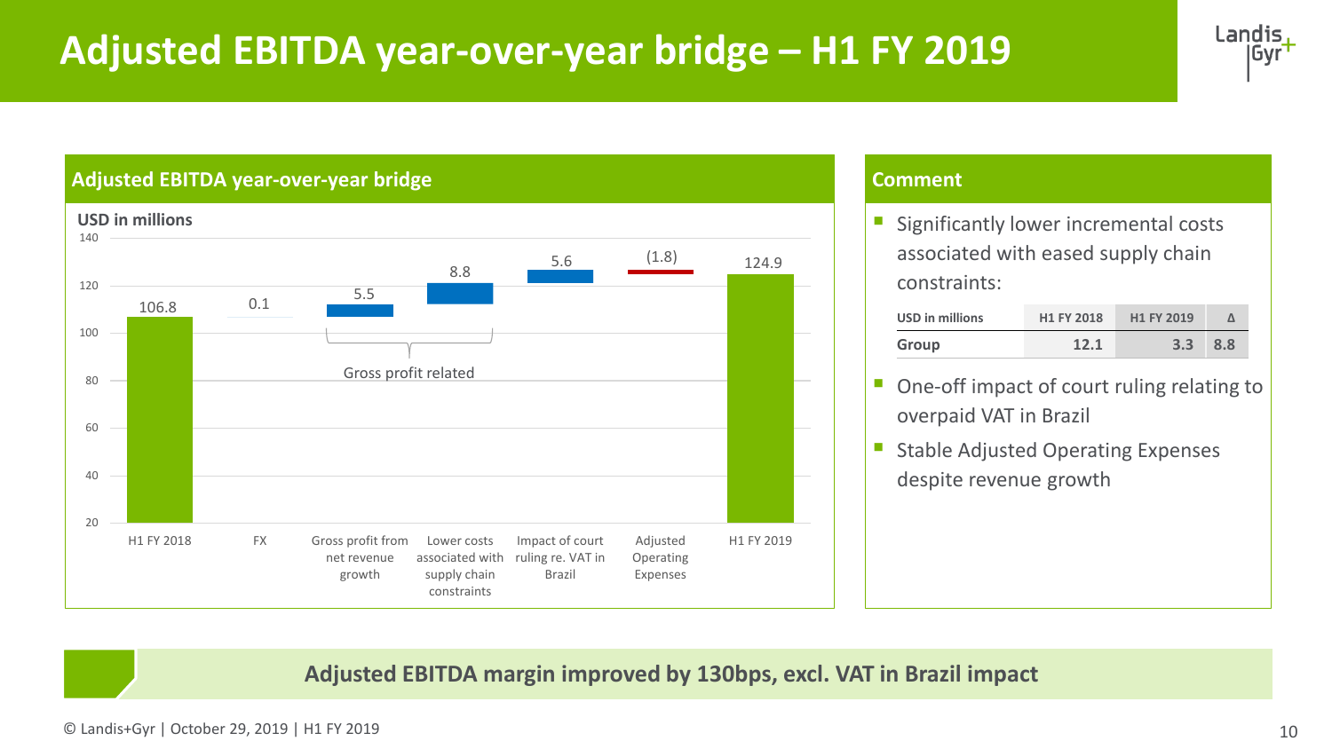# Adjusted EBITDA year-over-year bridge – H1 FY 2019

## Adjusted EBITDA year-over-year bridge

USD in millions

| | H1 FY 2018 | FX | Gross profit from net revenue growth | Lower costs associated with supply chain constraints | Impact of court ruling re. VAT in Brazil | Adjusted Operating Expenses | H1 FY 2019 |
|---|---|---|---|---|---|---|---|
| USD in millions | 106.8 | 0.1 | 5.5 | 8.8 | 5.6 | (1.8) | 124.9 |

Gross profit related: Gross profit from net revenue growth; Lower costs associated with supply chain constraints

## Comment

- Significantly lower incremental costs associated with eased supply chain constraints:

| USD in millions | H1 FY 2018 | H1 FY 2019 | Δ |
|---|---|---|---|
| Group | 12.1 | 3.3 | 8.8 |

- One-off impact of court ruling relating to overpaid VAT in Brazil
- Stable Adjusted Operating Expenses despite revenue growth

**Adjusted EBITDA margin improved by 130bps, excl. VAT in Brazil impact**

© Landis+Gyr | October 29, 2019 | H1 FY 2019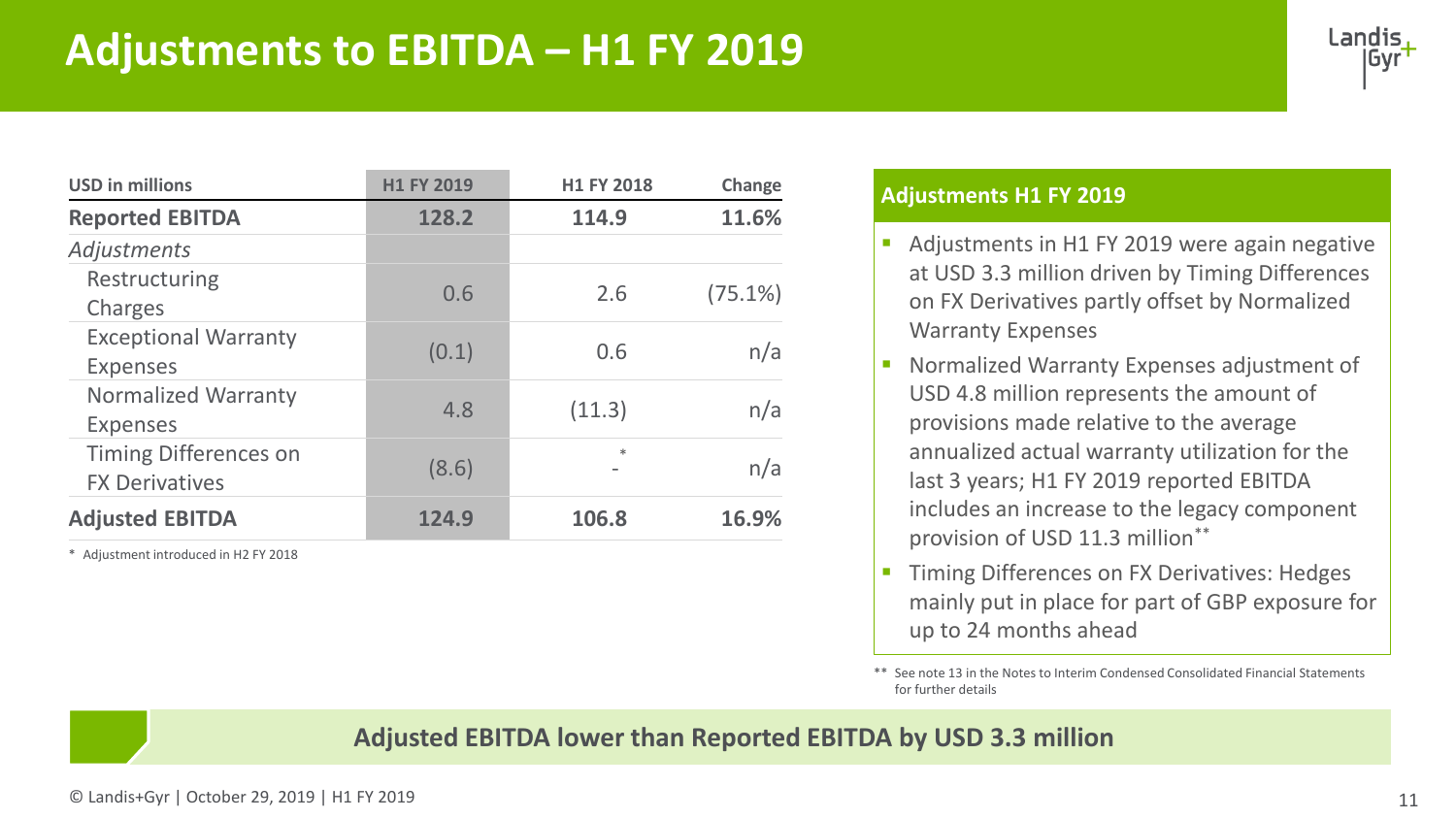# Adjustments to EBITDA – H1 FY 2019

| USD in millions | H1 FY 2019 | H1 FY 2018 | Change |
|---|---|---|---|
| **Reported EBITDA** | **128.2** | **114.9** | **11.6%** |
| *Adjustments* | | | |
| Restructuring Charges | 0.6 | 2.6 | (75.1%) |
| Exceptional Warranty Expenses | (0.1) | 0.6 | n/a |
| Normalized Warranty Expenses | 4.8 | (11.3) | n/a |
| Timing Differences on FX Derivatives | (8.6) | -* | n/a |
| **Adjusted EBITDA** | **124.9** | **106.8** | **16.9%** |

\* Adjustment introduced in H2 FY 2018

### Adjustments H1 FY 2019

- Adjustments in H1 FY 2019 were again negative at USD 3.3 million driven by Timing Differences on FX Derivatives partly offset by Normalized Warranty Expenses
- Normalized Warranty Expenses adjustment of USD 4.8 million represents the amount of provisions made relative to the average annualized actual warranty utilization for the last 3 years; H1 FY 2019 reported EBITDA includes an increase to the legacy component provision of USD 11.3 million**
- Timing Differences on FX Derivatives: Hedges mainly put in place for part of GBP exposure for up to 24 months ahead

** See note 13 in the Notes to Interim Condensed Consolidated Financial Statements for further details

**Adjusted EBITDA lower than Reported EBITDA by USD 3.3 million**

© Landis+Gyr | October 29, 2019 | H1 FY 2019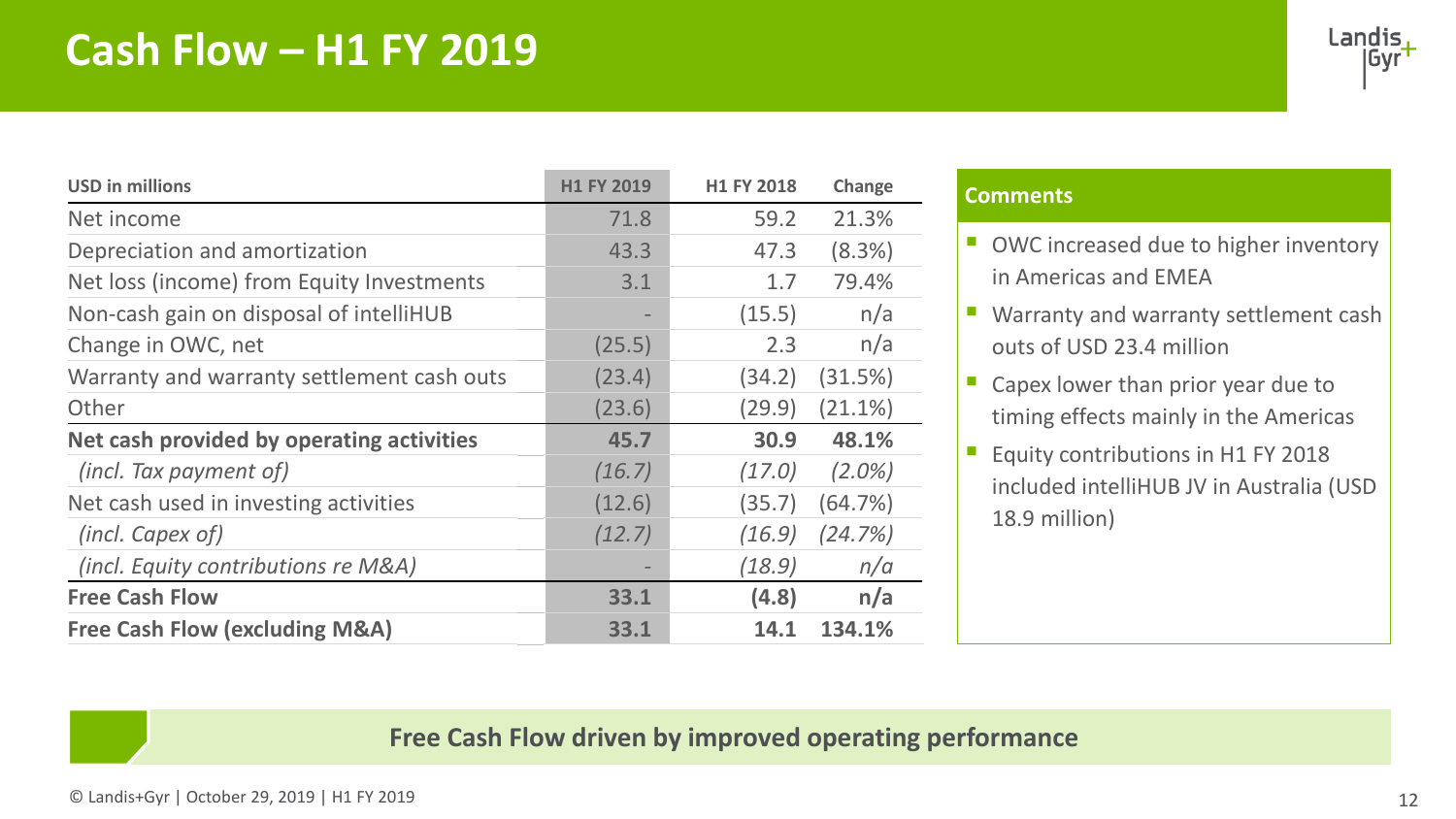# Cash Flow – H1 FY 2019

| USD in millions | H1 FY 2019 | H1 FY 2018 | Change |
|---|---|---|---|
| Net income | 71.8 | 59.2 | 21.3% |
| Depreciation and amortization | 43.3 | 47.3 | (8.3%) |
| Net loss (income) from Equity Investments | 3.1 | 1.7 | 79.4% |
| Non-cash gain on disposal of intelliHUB | - | (15.5) | n/a |
| Change in OWC, net | (25.5) | 2.3 | n/a |
| Warranty and warranty settlement cash outs | (23.4) | (34.2) | (31.5%) |
| Other | (23.6) | (29.9) | (21.1%) |
| **Net cash provided by operating activities** | **45.7** | **30.9** | **48.1%** |
| *(incl. Tax payment of)* | *(16.7)* | *(17.0)* | *(2.0%)* |
| Net cash used in investing activities | (12.6) | (35.7) | (64.7%) |
| *(incl. Capex of)* | *(12.7)* | *(16.9)* | *(24.7%)* |
| *(incl. Equity contributions re M&A)* | - | *(18.9)* | *n/a* |
| **Free Cash Flow** | **33.1** | **(4.8)** | **n/a** |
| **Free Cash Flow (excluding M&A)** | **33.1** | **14.1** | **134.1%** |

**Comments**

- OWC increased due to higher inventory in Americas and EMEA
- Warranty and warranty settlement cash outs of USD 23.4 million
- Capex lower than prior year due to timing effects mainly in the Americas
- Equity contributions in H1 FY 2018 included intelliHUB JV in Australia (USD 18.9 million)

**Free Cash Flow driven by improved operating performance**

© Landis+Gyr | October 29, 2019 | H1 FY 2019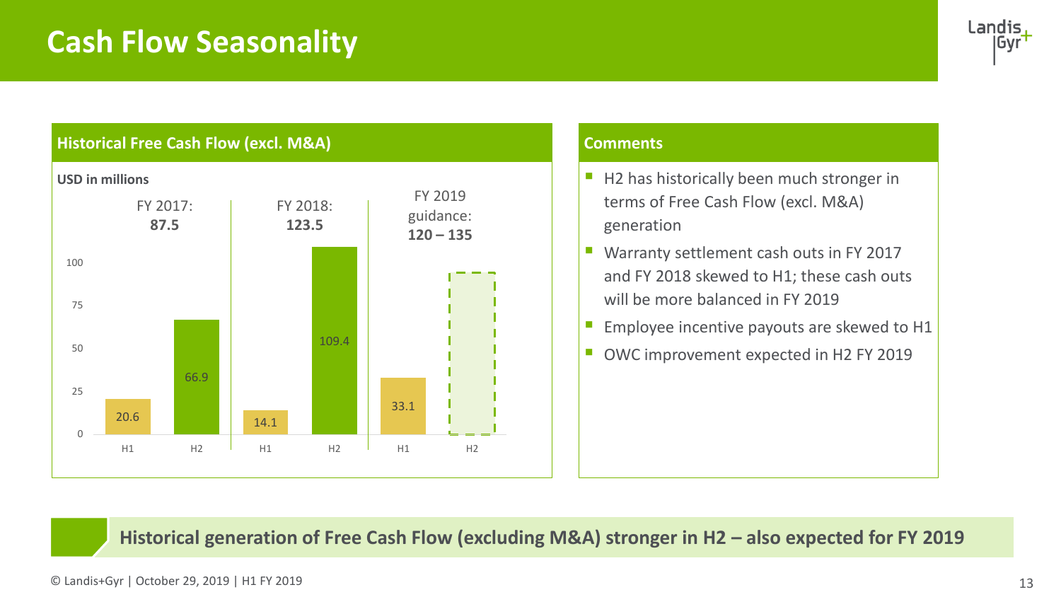# Cash Flow Seasonality

## Historical Free Cash Flow (excl. M&A)

USD in millions

| | FY 2017: **87.5** | | FY 2018: **123.5** | | FY 2019 guidance: **120 – 135** | |
|---|---|---|---|---|---|---|
| | H1 | H2 | H1 | H2 | H1 | H2 |
| Free Cash Flow | 20.6 | 66.9 | 14.1 | 109.4 | 33.1 | |

## Comments

- H2 has historically been much stronger in terms of Free Cash Flow (excl. M&A) generation
- Warranty settlement cash outs in FY 2017 and FY 2018 skewed to H1; these cash outs will be more balanced in FY 2019
- Employee incentive payouts are skewed to H1
- OWC improvement expected in H2 FY 2019

**Historical generation of Free Cash Flow (excluding M&A) stronger in H2 – also expected for FY 2019**

© Landis+Gyr | October 29, 2019 | H1 FY 2019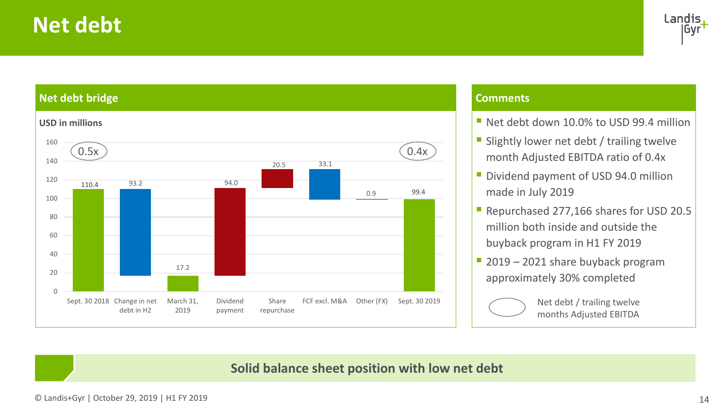# Net debt

## Net debt bridge

USD in millions

| | Sept. 30 2018 | Change in net debt in H2 | March 31, 2019 | Dividend payment | Share repurchase | FCF excl. M&A | Other (FX) | Sept. 30 2019 |
|---|---|---|---|---|---|---|---|---|
| Value | 110.4 | 93.2 | 17.2 | 94.0 | 20.5 | 33.1 | 0.9 | 99.4 |
| Net debt / trailing twelve months Adjusted EBITDA | 0.5x | | | | | | | 0.4x |

## Comments

- Net debt down 10.0% to USD 99.4 million
- Slightly lower net debt / trailing twelve month Adjusted EBITDA ratio of 0.4x
- Dividend payment of USD 94.0 million made in July 2019
- Repurchased 277,166 shares for USD 20.5 million both inside and outside the buyback program in H1 FY 2019
- 2019 – 2021 share buyback program approximately 30% completed

Legend: Net debt / trailing twelve months Adjusted EBITDA

**Solid balance sheet position with low net debt**

© Landis+Gyr | October 29, 2019 | H1 FY 2019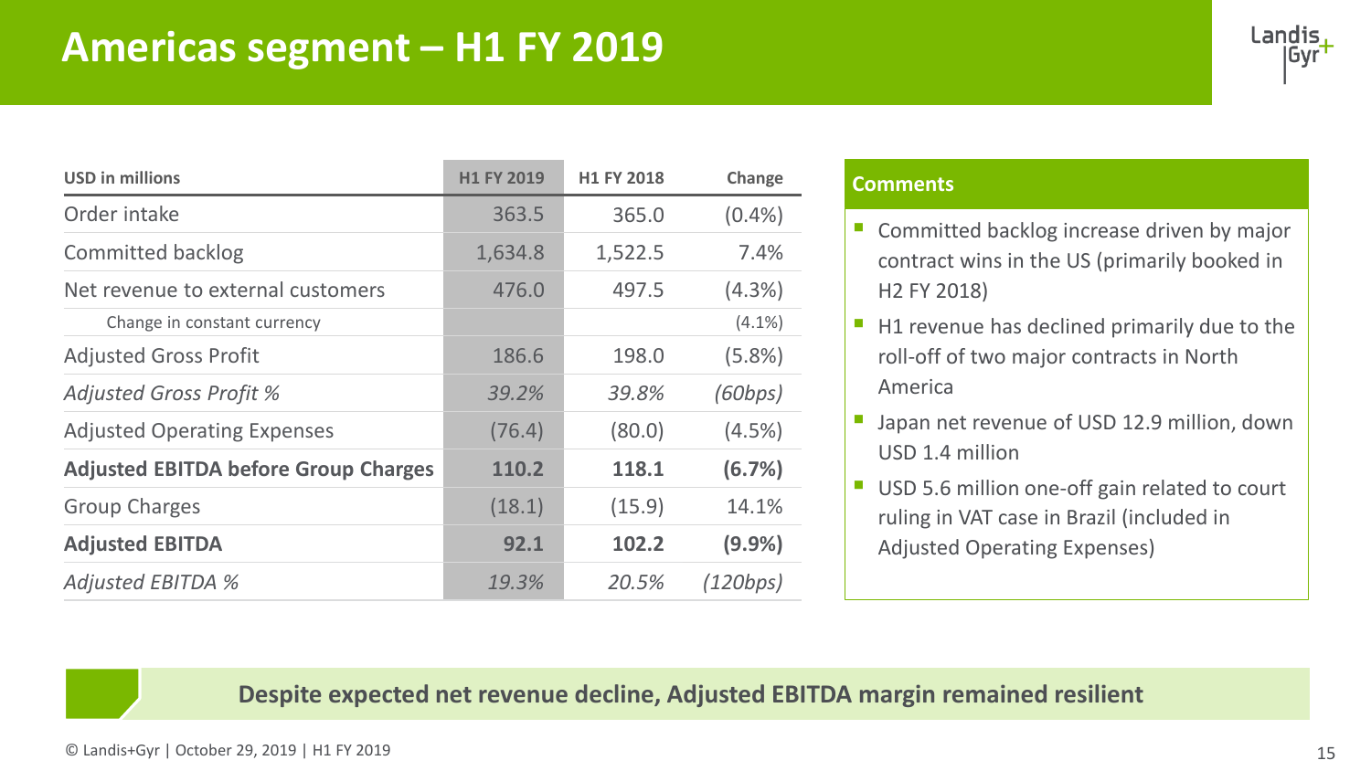# Americas segment – H1 FY 2019

| USD in millions | H1 FY 2019 | H1 FY 2018 | Change |
|---|---|---|---|
| Order intake | 363.5 | 365.0 | (0.4%) |
| Committed backlog | 1,634.8 | 1,522.5 | 7.4% |
| Net revenue to external customers | 476.0 | 497.5 | (4.3%) |
| Change in constant currency | | | (4.1%) |
| Adjusted Gross Profit | 186.6 | 198.0 | (5.8%) |
| *Adjusted Gross Profit %* | *39.2%* | *39.8%* | *(60bps)* |
| Adjusted Operating Expenses | (76.4) | (80.0) | (4.5%) |
| **Adjusted EBITDA before Group Charges** | **110.2** | **118.1** | **(6.7%)** |
| Group Charges | (18.1) | (15.9) | 14.1% |
| **Adjusted EBITDA** | **92.1** | **102.2** | **(9.9%)** |
| *Adjusted EBITDA %* | *19.3%* | *20.5%* | *(120bps)* |

**Comments**

- Committed backlog increase driven by major contract wins in the US (primarily booked in H2 FY 2018)
- H1 revenue has declined primarily due to the roll-off of two major contracts in North America
- Japan net revenue of USD 12.9 million, down USD 1.4 million
- USD 5.6 million one-off gain related to court ruling in VAT case in Brazil (included in Adjusted Operating Expenses)

**Despite expected net revenue decline, Adjusted EBITDA margin remained resilient**

© Landis+Gyr | October 29, 2019 | H1 FY 2019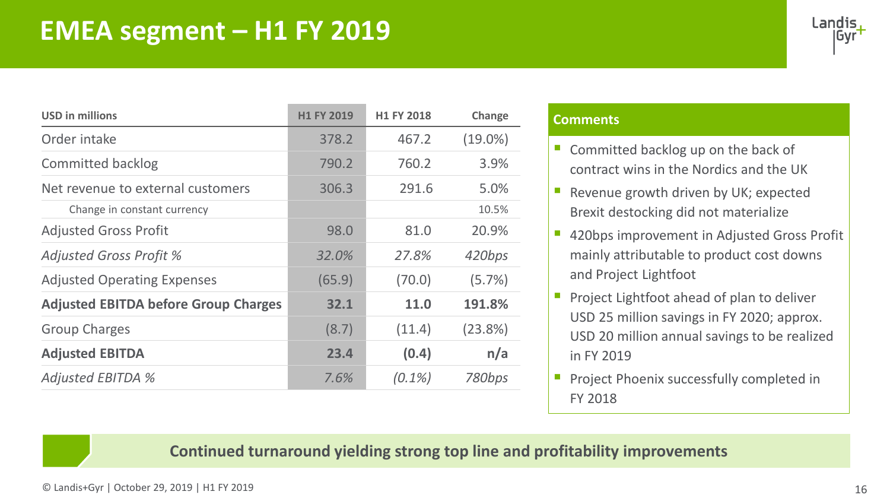# EMEA segment – H1 FY 2019

| USD in millions | H1 FY 2019 | H1 FY 2018 | Change |
|---|---|---|---|
| Order intake | 378.2 | 467.2 | (19.0%) |
| Committed backlog | 790.2 | 760.2 | 3.9% |
| Net revenue to external customers | 306.3 | 291.6 | 5.0% |
| Change in constant currency | | | 10.5% |
| Adjusted Gross Profit | 98.0 | 81.0 | 20.9% |
| *Adjusted Gross Profit %* | *32.0%* | *27.8%* | *420bps* |
| Adjusted Operating Expenses | (65.9) | (70.0) | (5.7%) |
| **Adjusted EBITDA before Group Charges** | **32.1** | **11.0** | **191.8%** |
| Group Charges | (8.7) | (11.4) | (23.8%) |
| **Adjusted EBITDA** | **23.4** | **(0.4)** | **n/a** |
| *Adjusted EBITDA %* | *7.6%* | *(0.1%)* | *780bps* |

**Comments**

- Committed backlog up on the back of contract wins in the Nordics and the UK
- Revenue growth driven by UK; expected Brexit destocking did not materialize
- 420bps improvement in Adjusted Gross Profit mainly attributable to product cost downs and Project Lightfoot
- Project Lightfoot ahead of plan to deliver USD 25 million savings in FY 2020; approx. USD 20 million annual savings to be realized in FY 2019
- Project Phoenix successfully completed in FY 2018

**Continued turnaround yielding strong top line and profitability improvements**

© Landis+Gyr | October 29, 2019 | H1 FY 2019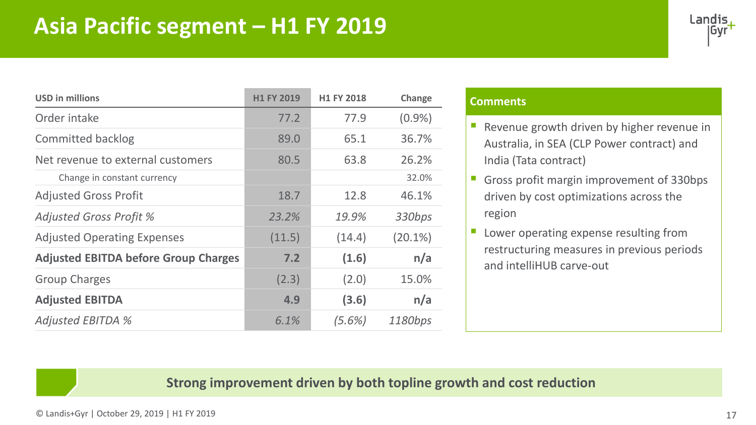# Asia Pacific segment – H1 FY 2019

| USD in millions | H1 FY 2019 | H1 FY 2018 | Change |
|---|---|---|---|
| Order intake | 77.2 | 77.9 | (0.9%) |
| Committed backlog | 89.0 | 65.1 | 36.7% |
| Net revenue to external customers | 80.5 | 63.8 | 26.2% |
| Change in constant currency | | | 32.0% |
| Adjusted Gross Profit | 18.7 | 12.8 | 46.1% |
| *Adjusted Gross Profit %* | *23.2%* | *19.9%* | *330bps* |
| Adjusted Operating Expenses | (11.5) | (14.4) | (20.1%) |
| **Adjusted EBITDA before Group Charges** | **7.2** | **(1.6)** | **n/a** |
| Group Charges | (2.3) | (2.0) | 15.0% |
| **Adjusted EBITDA** | **4.9** | **(3.6)** | **n/a** |
| *Adjusted EBITDA %* | *6.1%* | *(5.6%)* | *1180bps* |

## Comments

- Revenue growth driven by higher revenue in Australia, in SEA (CLP Power contract) and India (Tata contract)
- Gross profit margin improvement of 330bps driven by cost optimizations across the region
- Lower operating expense resulting from restructuring measures in previous periods and intelliHUB carve-out

**Strong improvement driven by both topline growth and cost reduction**

© Landis+Gyr | October 29, 2019 | H1 FY 2019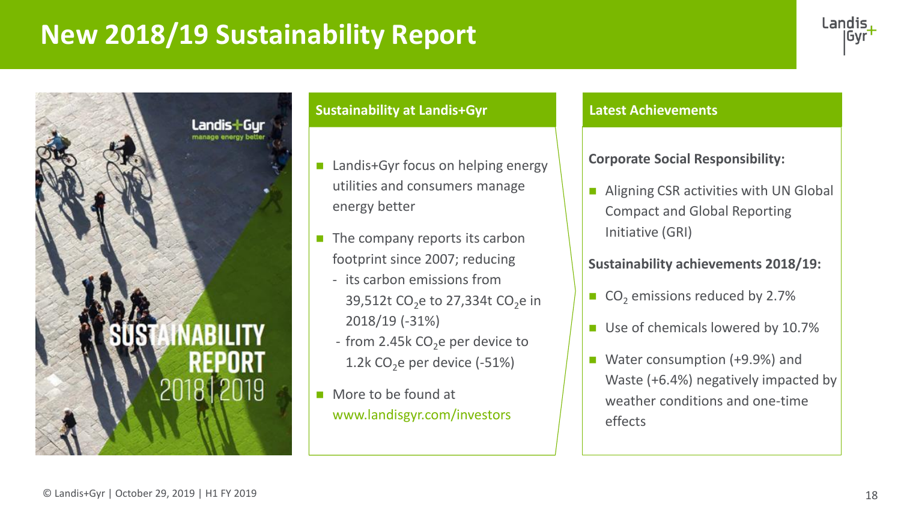# New 2018/19 Sustainability Report

## Sustainability at Landis+Gyr

- Landis+Gyr focus on helping energy utilities and consumers manage energy better
- The company reports its carbon footprint since 2007; reducing
  - its carbon emissions from 39,512t $CO_2$e to 27,334t $CO_2$e in 2018/19 (-31%)
  - from 2.45k $CO_2$e per device to 1.2k $CO_2$e per device (-51%)
- More to be found at www.landisgyr.com/investors

## Latest Achievements

**Corporate Social Responsibility:**

- Aligning CSR activities with UN Global Compact and Global Reporting Initiative (GRI)

**Sustainability achievements 2018/19:**

- $CO_2$ emissions reduced by 2.7%
- Use of chemicals lowered by 10.7%
- Water consumption (+9.9%) and Waste (+6.4%) negatively impacted by weather conditions and one-time effects

© Landis+Gyr | October 29, 2019 | H1 FY 2019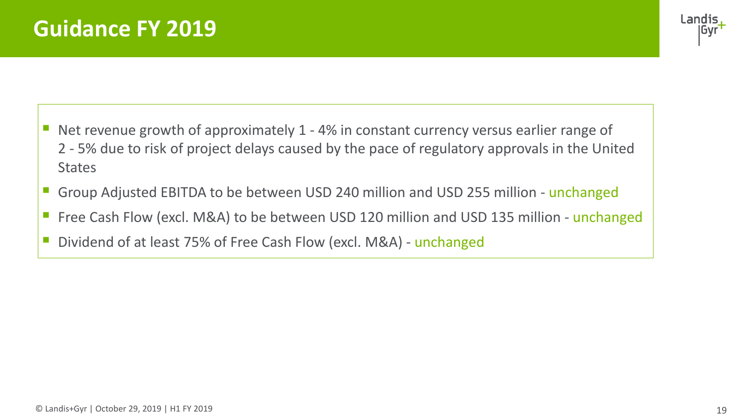# Guidance FY 2019

- Net revenue growth of approximately 1 - 4% in constant currency versus earlier range of 2 - 5% due to risk of project delays caused by the pace of regulatory approvals in the United States
- Group Adjusted EBITDA to be between USD 240 million and USD 255 million - unchanged
- Free Cash Flow (excl. M&A) to be between USD 120 million and USD 135 million - unchanged
- Dividend of at least 75% of Free Cash Flow (excl. M&A) - unchanged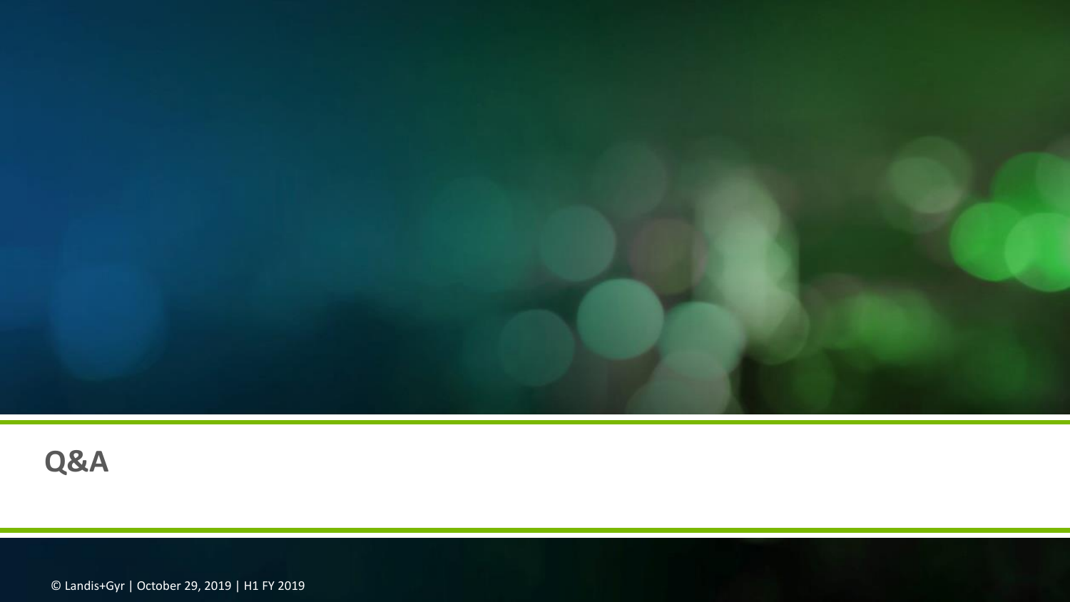# Q&A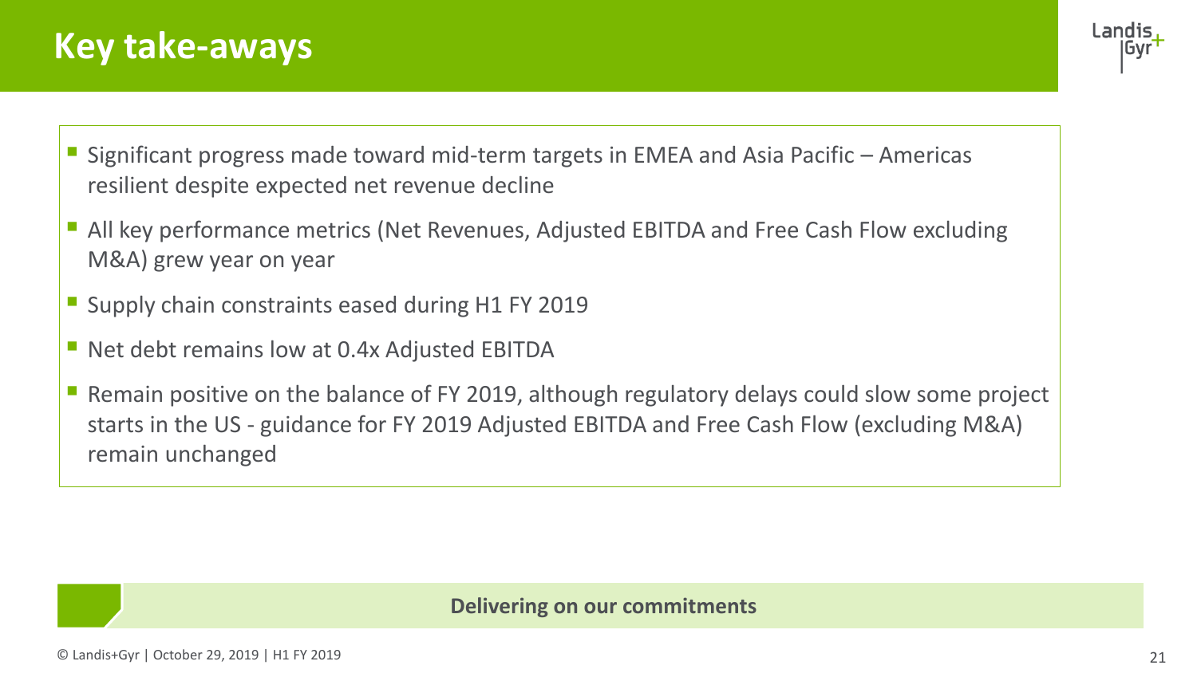# Key take-aways

- Significant progress made toward mid-term targets in EMEA and Asia Pacific – Americas resilient despite expected net revenue decline
- All key performance metrics (Net Revenues, Adjusted EBITDA and Free Cash Flow excluding M&A) grew year on year
- Supply chain constraints eased during H1 FY 2019
- Net debt remains low at 0.4x Adjusted EBITDA
- Remain positive on the balance of FY 2019, although regulatory delays could slow some project starts in the US - guidance for FY 2019 Adjusted EBITDA and Free Cash Flow (excluding M&A) remain unchanged

**Delivering on our commitments**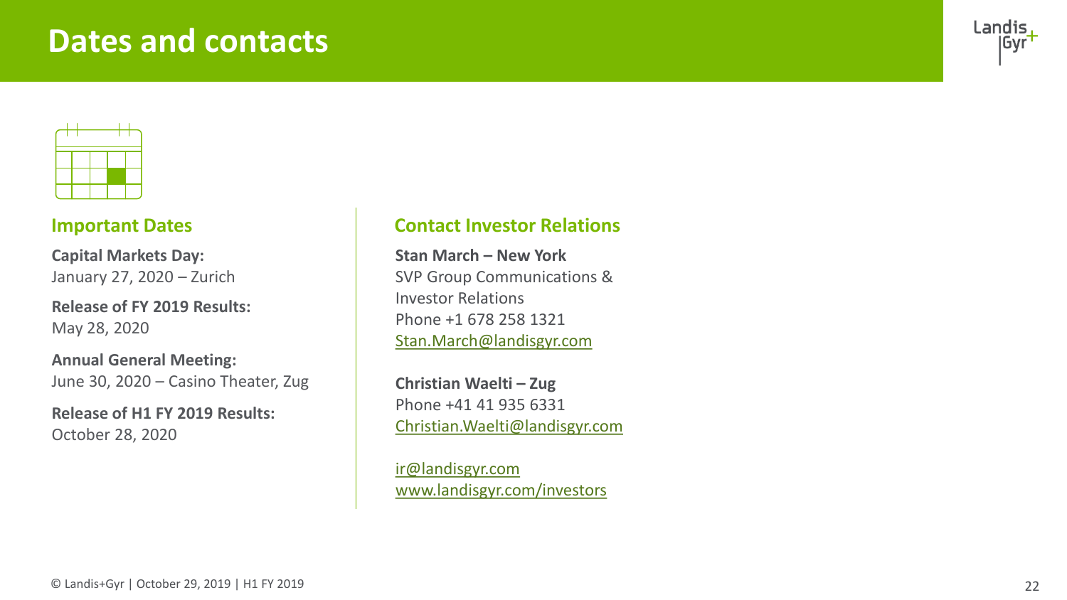# Dates and contacts

## Important Dates

**Capital Markets Day:**
January 27, 2020 – Zurich

**Release of FY 2019 Results:**
May 28, 2020

**Annual General Meeting:**
June 30, 2020 – Casino Theater, Zug

**Release of H1 FY 2019 Results:**
October 28, 2020

## Contact Investor Relations

**Stan March – New York**
SVP Group Communications &
Investor Relations
Phone +1 678 258 1321
Stan.March@landisgyr.com

**Christian Waelti – Zug**
Phone +41 41 935 6331
Christian.Waelti@landisgyr.com

ir@landisgyr.com
www.landisgyr.com/investors